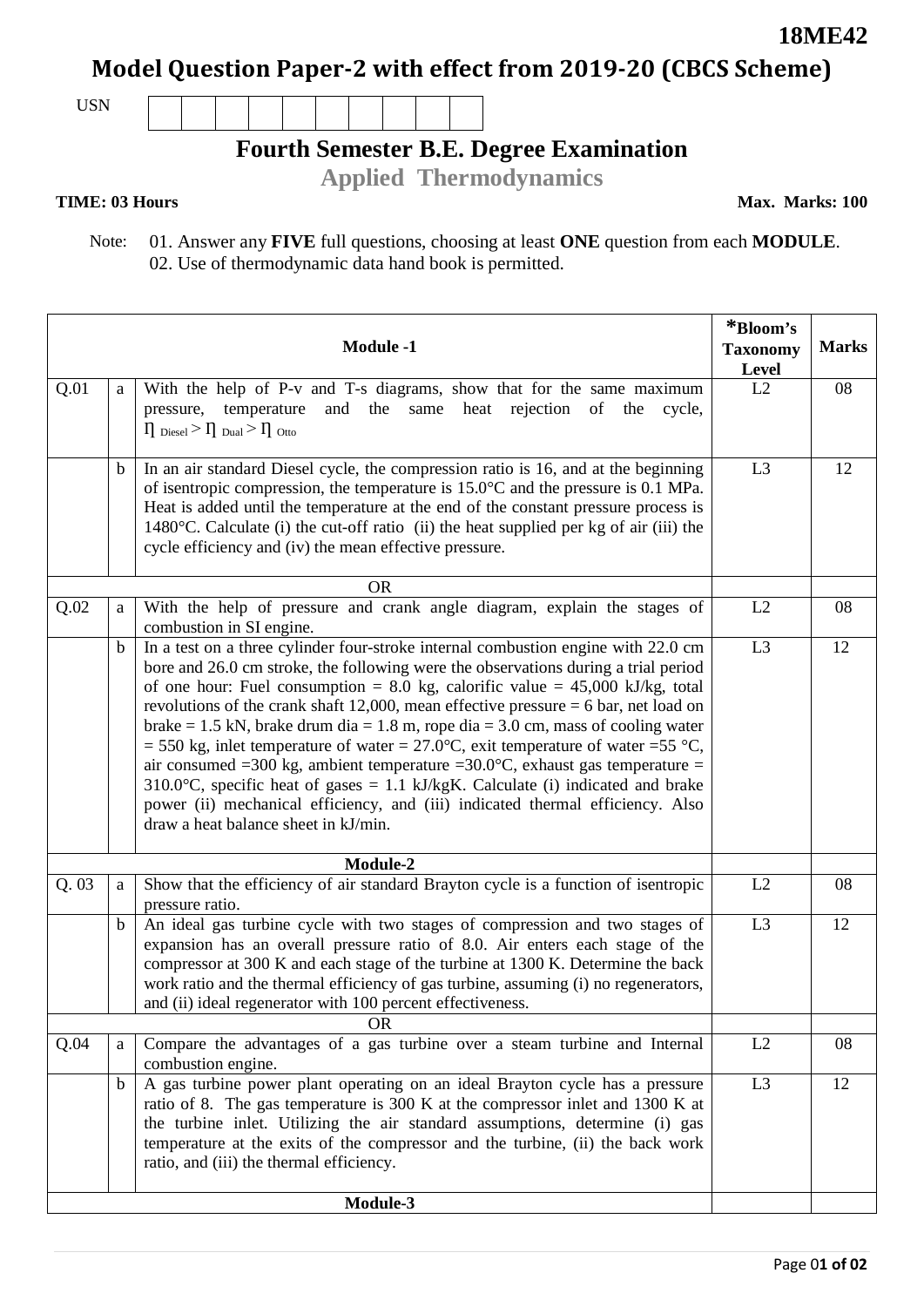**18ME42**

# Model Question Paper-2 with effect from 2019-20 (CBCS Scheme)

USN

## Fourth Semester B.E. Degree Examination

### Applied Thermodynamics

**TIME: 03 Hours** **Max. Marks: 100**

Note: 01. Answer any **FIVE** full questions, choosing at least **ONE** question from each **MODULE**.
02. Use of thermodynamic data hand book is permitted.

| | | **Module -1** | ***Bloom's Taxonomy Level** | **Marks** |
|---|---|---|---|---|
| Q.01 | a | With the help of P-v and T-s diagrams, show that for the same maximum pressure, temperature and the same heat rejection of the cycle, $\eta_{Diesel} > \eta_{Dual} > \eta_{Otto}$ | L2 | 08 |
| | b | In an air standard Diesel cycle, the compression ratio is 16, and at the beginning of isentropic compression, the temperature is 15.0°C and the pressure is 0.1 MPa. Heat is added until the temperature at the end of the constant pressure process is 1480°C. Calculate (i) the cut-off ratio (ii) the heat supplied per kg of air (iii) the cycle efficiency and (iv) the mean effective pressure. | L3 | 12 |
| | | OR | | |
| Q.02 | a | With the help of pressure and crank angle diagram, explain the stages of combustion in SI engine. | L2 | 08 |
| | b | In a test on a three cylinder four-stroke internal combustion engine with 22.0 cm bore and 26.0 cm stroke, the following were the observations during a trial period of one hour: Fuel consumption = 8.0 kg, calorific value = 45,000 kJ/kg, total revolutions of the crank shaft 12,000, mean effective pressure = 6 bar, net load on brake = 1.5 kN, brake drum dia = 1.8 m, rope dia = 3.0 cm, mass of cooling water = 550 kg, inlet temperature of water = 27.0°C, exit temperature of water =55 °C, air consumed =300 kg, ambient temperature =30.0°C, exhaust gas temperature = 310.0°C, specific heat of gases = 1.1 kJ/kgK. Calculate (i) indicated and brake power (ii) mechanical efficiency, and (iii) indicated thermal efficiency. Also draw a heat balance sheet in kJ/min. | L3 | 12 |
| | | **Module-2** | | |
| Q. 03 | a | Show that the efficiency of air standard Brayton cycle is a function of isentropic pressure ratio. | L2 | 08 |
| | b | An ideal gas turbine cycle with two stages of compression and two stages of expansion has an overall pressure ratio of 8.0. Air enters each stage of the compressor at 300 K and each stage of the turbine at 1300 K. Determine the back work ratio and the thermal efficiency of gas turbine, assuming (i) no regenerators, and (ii) ideal regenerator with 100 percent effectiveness. | L3 | 12 |
| | | OR | | |
| Q.04 | a | Compare the advantages of a gas turbine over a steam turbine and Internal combustion engine. | L2 | 08 |
| | b | A gas turbine power plant operating on an ideal Brayton cycle has a pressure ratio of 8. The gas temperature is 300 K at the compressor inlet and 1300 K at the turbine inlet. Utilizing the air standard assumptions, determine (i) gas temperature at the exits of the compressor and the turbine, (ii) the back work ratio, and (iii) the thermal efficiency. | L3 | 12 |
| | | **Module-3** | | |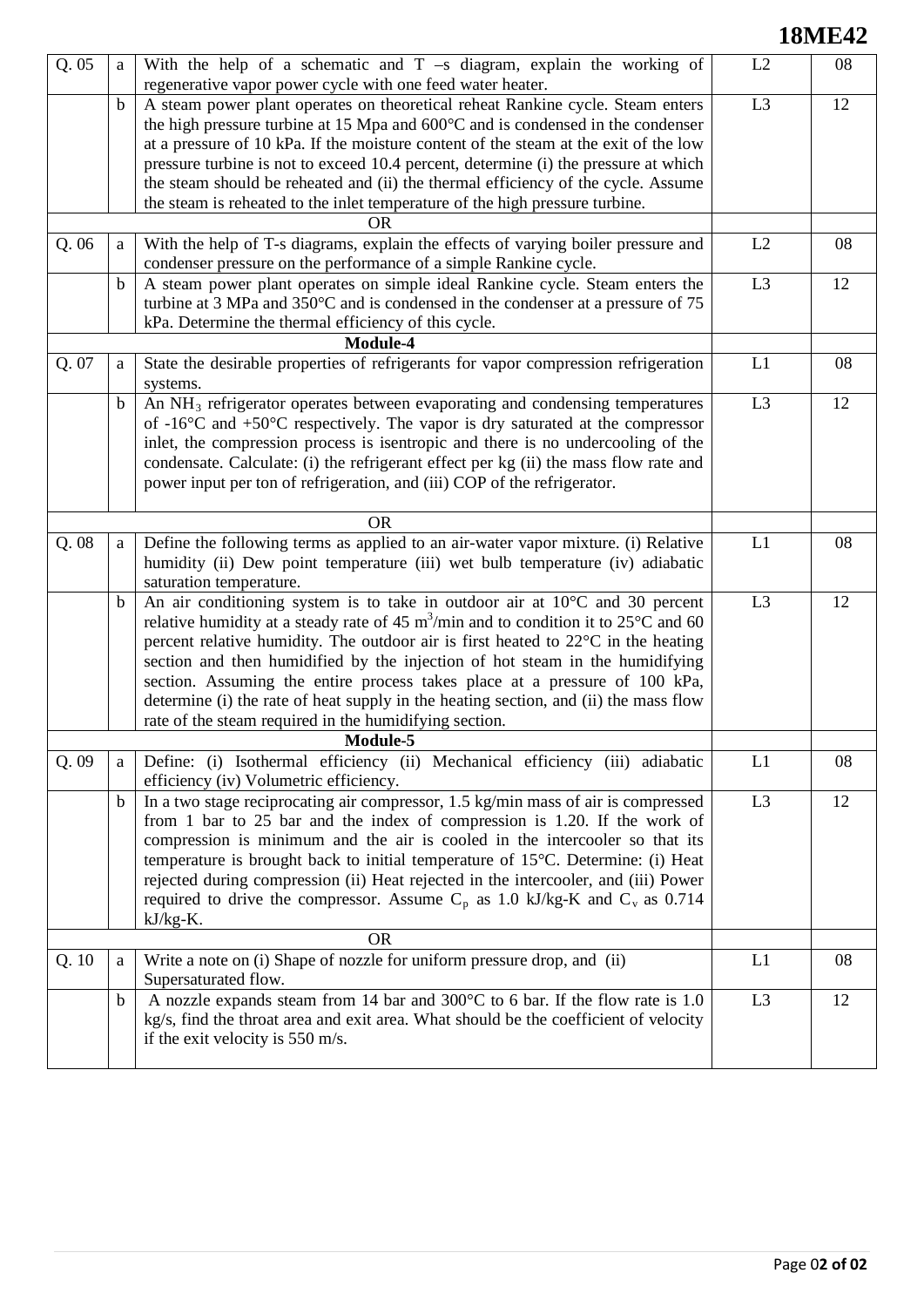| | | | | |
|---|---|---|---|---|
| Q. 05 | a | With the help of a schematic and T –s diagram, explain the working of regenerative vapor power cycle with one feed water heater. | L2 | 08 |
| | b | A steam power plant operates on theoretical reheat Rankine cycle. Steam enters the high pressure turbine at 15 Mpa and 600°C and is condensed in the condenser at a pressure of 10 kPa. If the moisture content of the steam at the exit of the low pressure turbine is not to exceed 10.4 percent, determine (i) the pressure at which the steam should be reheated and (ii) the thermal efficiency of the cycle. Assume the steam is reheated to the inlet temperature of the high pressure turbine. | L3 | 12 |
| | | OR | | |
| Q. 06 | a | With the help of T-s diagrams, explain the effects of varying boiler pressure and condenser pressure on the performance of a simple Rankine cycle. | L2 | 08 |
| | b | A steam power plant operates on simple ideal Rankine cycle. Steam enters the turbine at 3 MPa and 350°C and is condensed in the condenser at a pressure of 75 kPa. Determine the thermal efficiency of this cycle. | L3 | 12 |
| | | **Module-4** | | |
| Q. 07 | a | State the desirable properties of refrigerants for vapor compression refrigeration systems. | L1 | 08 |
| | b | An $NH_3$ refrigerator operates between evaporating and condensing temperatures of -16°C and +50°C respectively. The vapor is dry saturated at the compressor inlet, the compression process is isentropic and there is no undercooling of the condensate. Calculate: (i) the refrigerent effect per kg (ii) the mass flow rate and power input per ton of refrigeration, and (iii) COP of the refrigerator. | L3 | 12 |
| | | OR | | |
| Q. 08 | a | Define the following terms as applied to an air-water vapor mixture. (i) Relative humidity (ii) Dew point temperature (iii) wet bulb temperature (iv) adiabatic saturation temperature. | L1 | 08 |
| | b | An air conditioning system is to take in outdoor air at 10°C and 30 percent relative humidity at a steady rate of 45 $m^3$/min and to condition it to 25°C and 60 percent relative humidity. The outdoor air is first heated to 22°C in the heating section and then humidified by the injection of hot steam in the humidifying section. Assuming the entire process takes place at a pressure of 100 kPa, determine (i) the rate of heat supply in the heating section, and (ii) the mass flow rate of the steam required in the humidifying section. | L3 | 12 |
| | | **Module-5** | | |
| Q. 09 | a | Define: (i) Isothermal efficiency (ii) Mechanical efficiency (iii) adiabatic efficiency (iv) Volumetric efficiency. | L1 | 08 |
| | b | In a two stage reciprocating air compressor, 1.5 kg/min mass of air is compressed from 1 bar to 25 bar and the index of compression is 1.20. If the work of compression is minimum and the air is cooled in the intercooler so that its temperature is brought back to initial temperature of 15°C. Determine: (i) Heat rejected during compression (ii) Heat rejected in the intercooler, and (iii) Power required to drive the compressor. Assume $C_p$ as 1.0 kJ/kg-K and $C_v$ as 0.714 kJ/kg-K. | L3 | 12 |
| | | OR | | |
| Q. 10 | a | Write a note on (i) Shape of nozzle for uniform pressure drop, and (ii) Supersaturated flow. | L1 | 08 |
| | b | A nozzle expands steam from 14 bar and 300°C to 6 bar. If the flow rate is 1.0 kg/s, find the throat area and exit area. What should be the coefficient of velocity if the exit velocity is 550 m/s. | L3 | 12 |